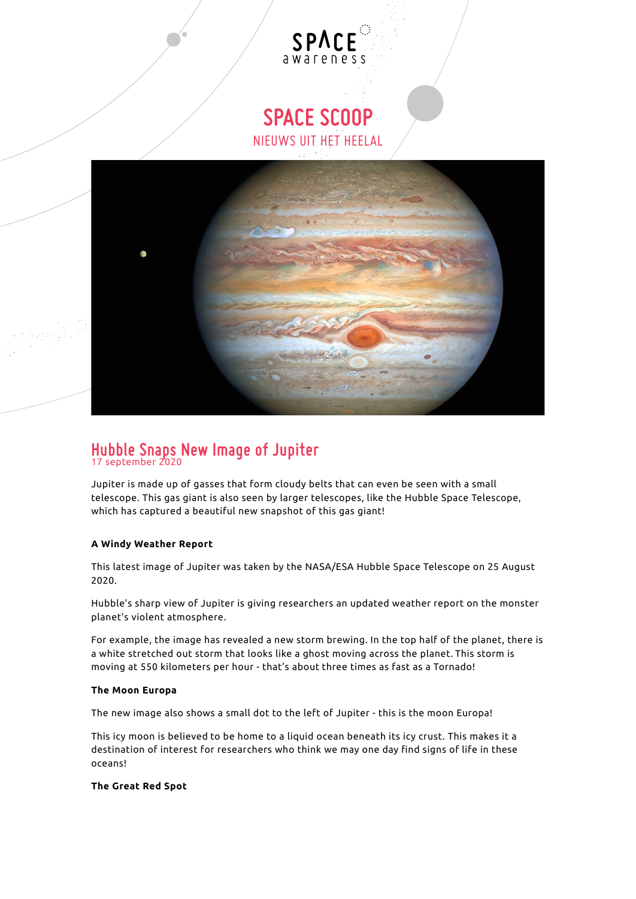# SPACE SCOOP

NIEUWS UIT HET HEELAL

## Hubble Snaps New Image of Jupiter

17 september 2020

Jupiter is made up of gasses that form cloudy belts that can even be seen with a small telescope. This gas giant is also seen by larger telescopes, like the Hubble Space Telescope, which has captured a beautiful new snapshot of this gas giant!

**A Windy Weather Report**

This latest image of Jupiter was taken by the NASA/ESA Hubble Space Telescope on 25 August 2020.

Hubble's sharp view of Jupiter is giving researchers an updated weather report on the monster planet's violent atmosphere.

For example, the image has revealed a new storm brewing. In the top half of the planet, there is a white stretched out storm that looks like a ghost moving across the planet. This storm is moving at 550 kilometers per hour - that's about three times as fast as a Tornado!

**The Moon Europa**

The new image also shows a small dot to the left of Jupiter - this is the moon Europa!

This icy moon is believed to be home to a liquid ocean beneath its icy crust. This makes it a destination of interest for researchers who think we may one day find signs of life in these oceans!

**The Great Red Spot**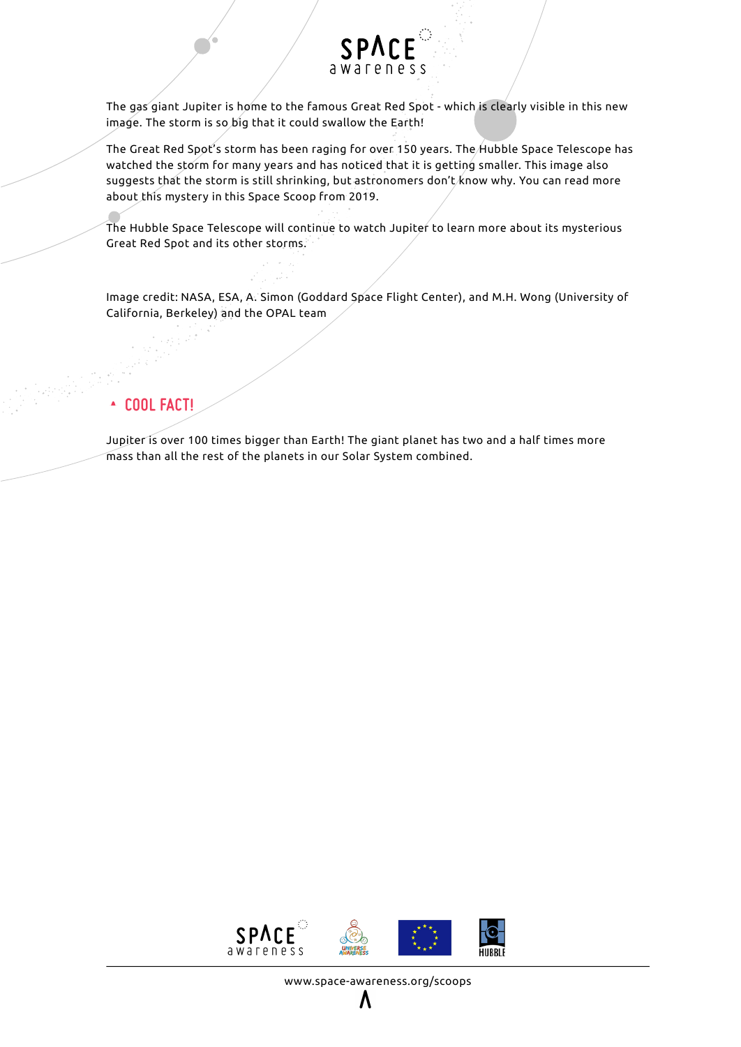The gas giant Jupiter is home to the famous Great Red Spot - which is clearly visible in this new image. The storm is so big that it could swallow the Earth!

The Great Red Spot's storm has been raging for over 150 years. The Hubble Space Telescope has watched the storm for many years and has noticed that it is getting smaller. This image also suggests that the storm is still shrinking, but astronomers don't know why. You can read more about this mystery in this Space Scoop from 2019.

The Hubble Space Telescope will continue to watch Jupiter to learn more about its mysterious Great Red Spot and its other storms.

Image credit: NASA, ESA, A. Simon (Goddard Space Flight Center), and M.H. Wong (University of California, Berkeley) and the OPAL team

## COOL FACT!

Jupiter is over 100 times bigger than Earth! The giant planet has two and a half times more mass than all the rest of the planets in our Solar System combined.

www.space-awareness.org/scoops